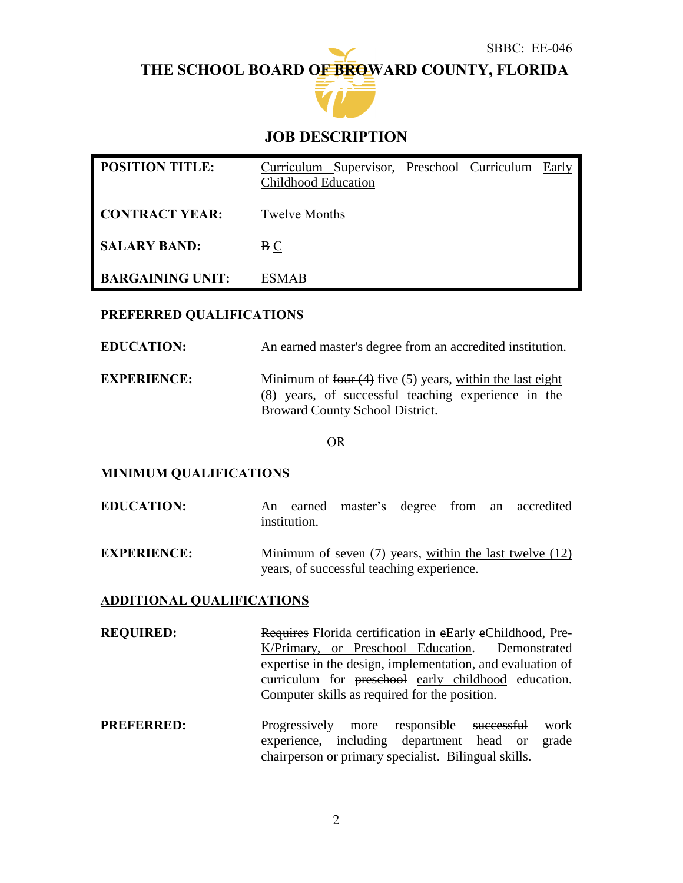SBBC: EE-046

# THE SCHOOL BOARD OF BROWARD COUNTY, FLORIDA

## JOB DESCRIPTION

| | |
|---|---|
| **POSITION TITLE:** | Curriculum Supervisor, ~~Preschool Curriculum~~ Early Childhood Education |
| **CONTRACT YEAR:** | Twelve Months |
| **SALARY BAND:** | ~~B~~ C |
| **BARGAINING UNIT:** | ESMAB |

### PREFERRED QUALIFICATIONS

**EDUCATION:** An earned master's degree from an accredited institution.

**EXPERIENCE:** Minimum of ~~four (4)~~ five (5) years, within the last eight (8) years, of successful teaching experience in the Broward County School District.

OR

### MINIMUM QUALIFICATIONS

**EDUCATION:** An earned master's degree from an accredited institution.

**EXPERIENCE:** Minimum of seven (7) years, within the last twelve (12) years, of successful teaching experience.

### ADDITIONAL QUALIFICATIONS

**REQUIRED:** ~~Requires~~ Florida certification in ~~e~~Early ~~c~~Childhood, Pre-K/Primary, or Preschool Education. Demonstrated expertise in the design, implementation, and evaluation of curriculum for ~~preschool~~ early childhood education. Computer skills as required for the position.

**PREFERRED:** Progressively more responsible ~~successful~~ work experience, including department head or grade chairperson or primary specialist. Bilingual skills.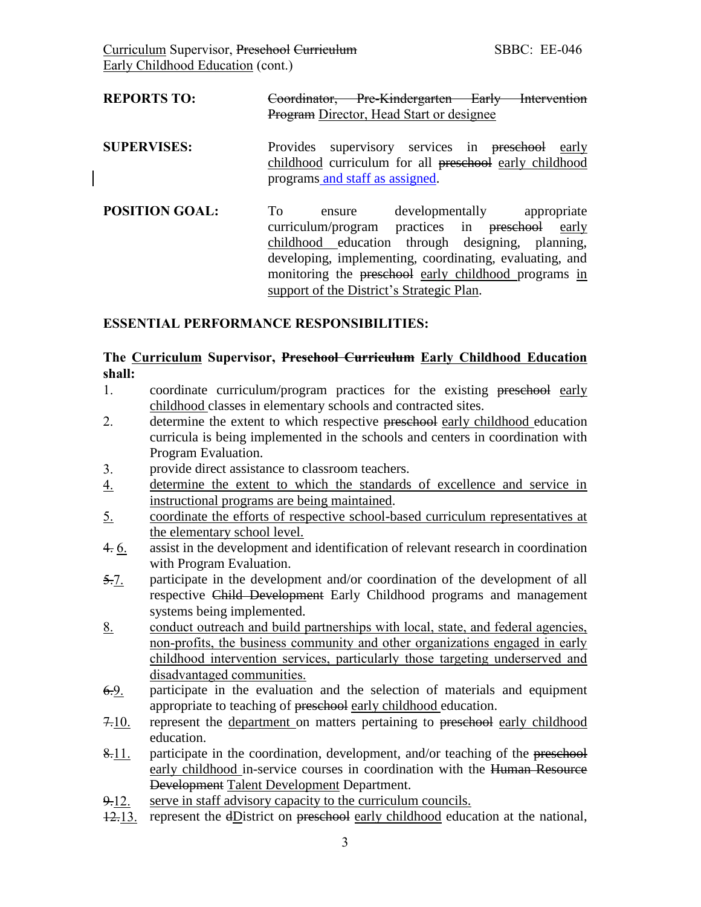**REPORTS TO:** ~~Coordinator, Pre-Kindergarten Early Intervention Program~~ <u>Director, Head Start or designee</u>

**SUPERVISES:** Provides supervisory services in ~~preschool~~ <u>early childhood</u> curriculum for all ~~preschool~~ <u>early childhood</u> programs <u>and staff as assigned</u>.

**POSITION GOAL:** To ensure developmentally appropriate curriculum/program practices in ~~preschool~~ <u>early childhood</u> education through designing, planning, developing, implementing, coordinating, evaluating, and monitoring the ~~preschool~~ <u>early childhood</u> programs <u>in support of the District's Strategic Plan</u>.

## ESSENTIAL PERFORMANCE RESPONSIBILITIES:

**The <u>Curriculum</u> Supervisor, ~~Preschool Curriculum~~ <u>Early Childhood Education</u> shall:**

1. coordinate curriculum/program practices for the existing ~~preschool~~ <u>early childhood</u> classes in elementary schools and contracted sites.
2. determine the extent to which respective ~~preschool~~ <u>early childhood</u> education curricula is being implemented in the schools and centers in coordination with Program Evaluation.
3. provide direct assistance to classroom teachers.
4. <u>determine the extent to which the standards of excellence and service in instructional programs are being maintained</u>.
5. <u>coordinate the efforts of respective school-based curriculum representatives at the elementary school level.</u>

~~4.~~ <u>6.</u> assist in the development and identification of relevant research in coordination with Program Evaluation.

~~5.~~<u>7.</u> participate in the development and/or coordination of the development of all respective ~~Child Development~~ Early Childhood programs and management systems being implemented.

<u>8.</u> <u>conduct outreach and build partnerships with local, state, and federal agencies, non-profits, the business community and other organizations engaged in early childhood intervention services, particularly those targeting underserved and disadvantaged communities.</u>

~~6.~~<u>9.</u> participate in the evaluation and the selection of materials and equipment appropriate to teaching of ~~preschool~~ <u>early childhood</u> education.

~~7.~~<u>10.</u> represent the <u>department</u> on matters pertaining to ~~preschool~~ <u>early childhood</u> education.

~~8.~~<u>11.</u> participate in the coordination, development, and/or teaching of the ~~preschool~~ <u>early childhood</u> in-service courses in coordination with the ~~Human Resource Development~~ <u>Talent Development</u> Department.

~~9.~~<u>12.</u> <u>serve in staff advisory capacity to the curriculum councils.</u>

~~12.~~<u>13.</u> represent the ~~d~~<u>D</u>istrict on ~~preschool~~ <u>early childhood</u> education at the national,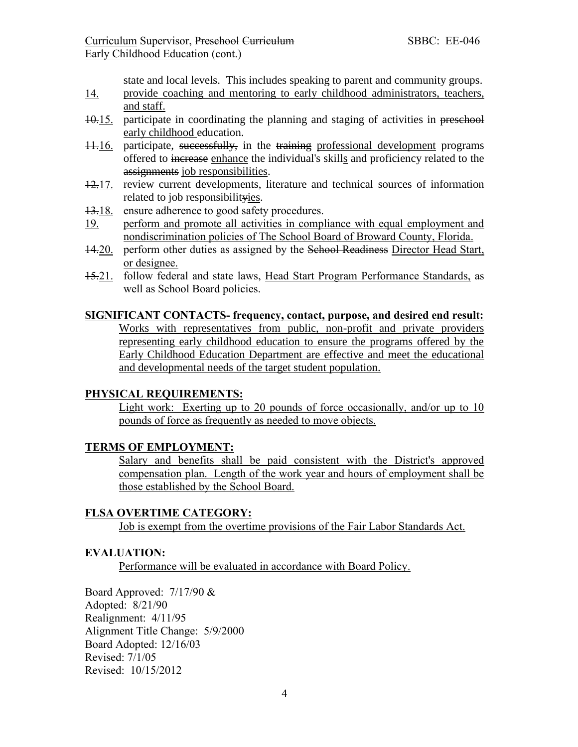state and local levels. This includes speaking to parent and community groups.

14. provide coaching and mentoring to early childhood administrators, teachers, and staff.
15. participate in coordinating the planning and staging of activities in early childhood education.
16. participate, in the professional development programs offered to enhance the individual's skills and proficiency related to the job responsibilities.
17. review current developments, literature and technical sources of information related to job responsibilities.
18. ensure adherence to good safety procedures.
19. perform and promote all activities in compliance with equal employment and nondiscrimination policies of The School Board of Broward County, Florida.
20. perform other duties as assigned by the Director Head Start, or designee.
21. follow federal and state laws, Head Start Program Performance Standards, as well as School Board policies.

**SIGNIFICANT CONTACTS- frequency, contact, purpose, and desired end result:**

Works with representatives from public, non-profit and private providers representing early childhood education to ensure the programs offered by the Early Childhood Education Department are effective and meet the educational and developmental needs of the target student population.

**PHYSICAL REQUIREMENTS:**

Light work: Exerting up to 20 pounds of force occasionally, and/or up to 10 pounds of force as frequently as needed to move objects.

**TERMS OF EMPLOYMENT:**

Salary and benefits shall be paid consistent with the District's approved compensation plan. Length of the work year and hours of employment shall be those established by the School Board.

**FLSA OVERTIME CATEGORY:**

Job is exempt from the overtime provisions of the Fair Labor Standards Act.

**EVALUATION:**

Performance will be evaluated in accordance with Board Policy.

Board Approved: 7/17/90 &
Adopted: 8/21/90
Realignment: 4/11/95
Alignment Title Change: 5/9/2000
Board Adopted: 12/16/03
Revised: 7/1/05
Revised: 10/15/2012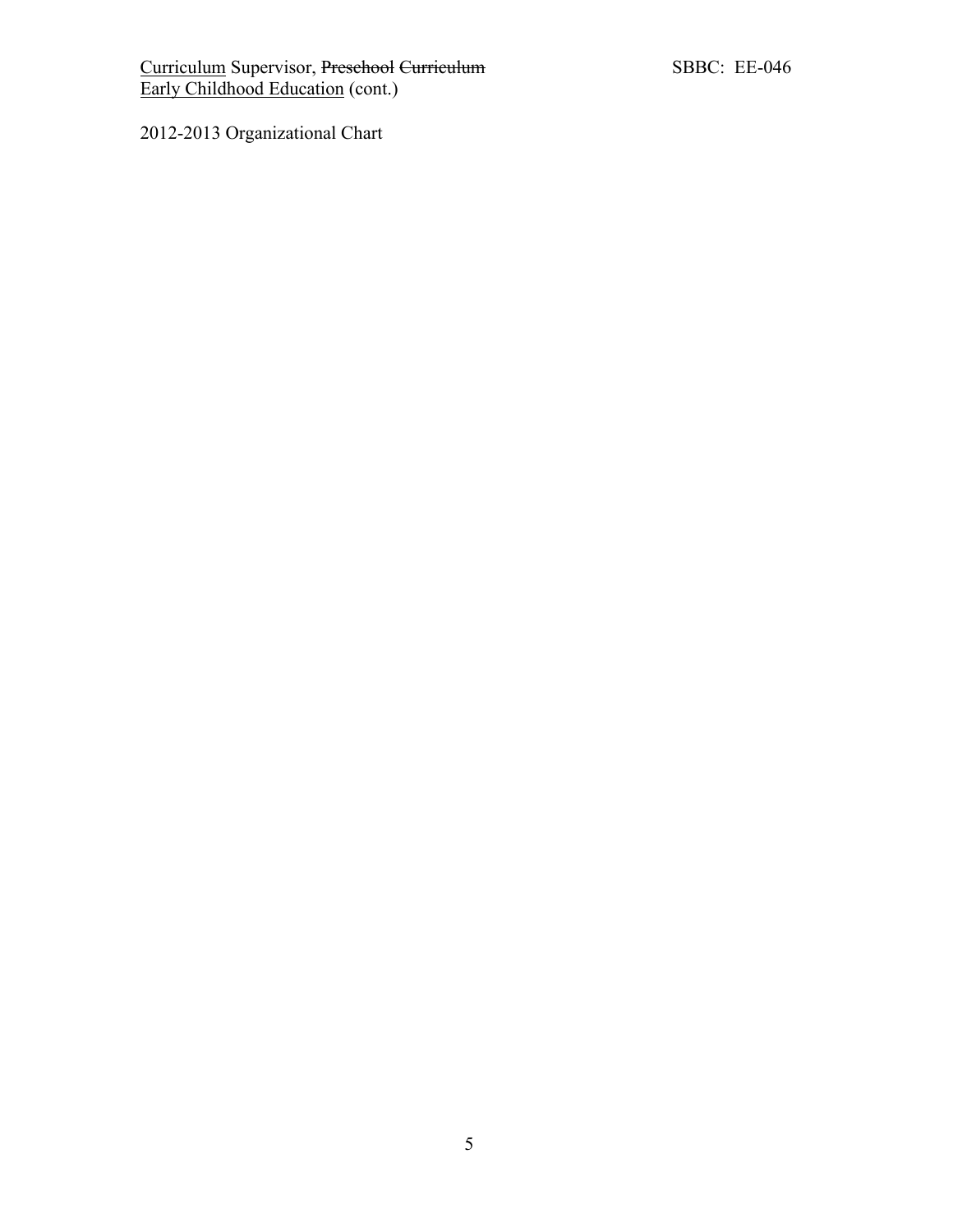2012-2013 Organizational Chart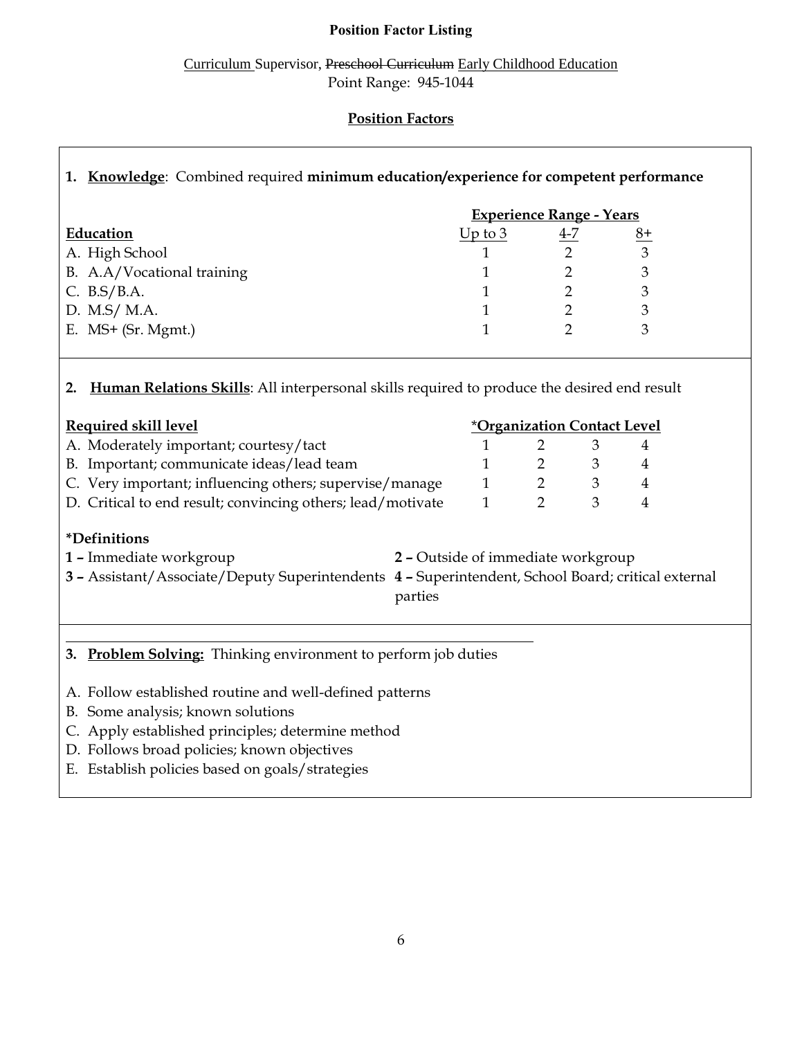**Position Factor Listing**

Curriculum Supervisor, ~~Preschool Curriculum~~ Early Childhood Education
Point Range: 945-1044

**Position Factors**

**1. Knowledge**: Combined required **minimum education/experience for competent performance**

| Education | Experience Range - Years | | |
|---|---|---|---|
| | Up to 3 | 4-7 | 8+ |
| A. High School | 1 | 2 | 3 |
| B. A.A/Vocational training | 1 | 2 | 3 |
| C. B.S/B.A. | 1 | 2 | 3 |
| D. M.S/ M.A. | 1 | 2 | 3 |
| E. MS+ (Sr. Mgmt.) | 1 | 2 | 3 |

**2. Human Relations Skills**: All interpersonal skills required to produce the desired end result

| Required skill level | *Organization Contact Level | | | |
|---|---|---|---|---|
| A. Moderately important; courtesy/tact | 1 | 2 | 3 | 4 |
| B. Important; communicate ideas/lead team | 1 | 2 | 3 | 4 |
| C. Very important; influencing others; supervise/manage | 1 | 2 | 3 | 4 |
| D. Critical to end result; convincing others; lead/motivate | 1 | 2 | 3 | 4 |

**\*Definitions**

**1 –** Immediate workgroup

**2 –** Outside of immediate workgroup

**3 –** Assistant/Associate/Deputy Superintendents

**4 –** Superintendent, School Board; critical external parties

**3. Problem Solving:** Thinking environment to perform job duties

A. Follow established routine and well-defined patterns
B. Some analysis; known solutions
C. Apply established principles; determine method
D. Follows broad policies; known objectives
E. Establish policies based on goals/strategies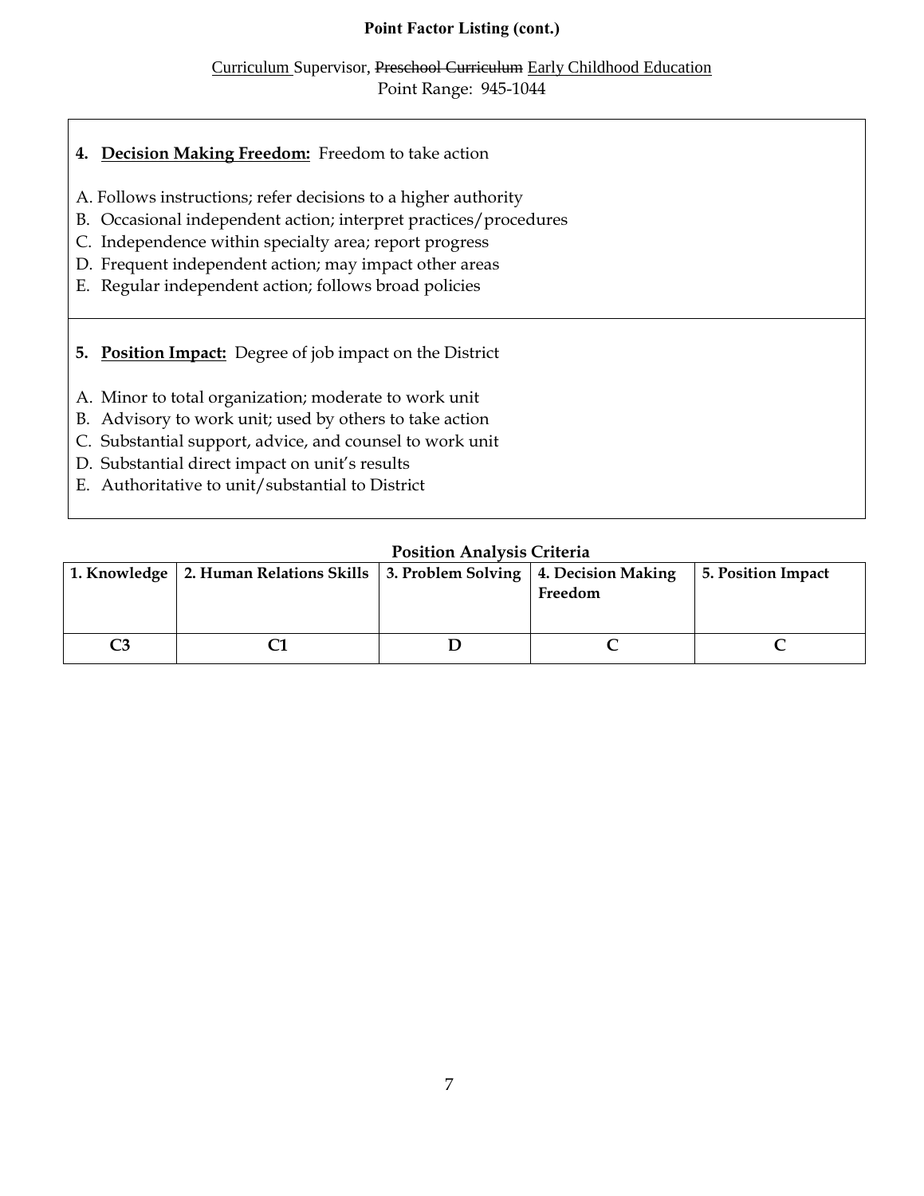**Point Factor Listing (cont.)**

Curriculum Supervisor, ~~Preschool Curriculum~~ Early Childhood Education
Point Range: 945-1044

**4. Decision Making Freedom:** Freedom to take action

A. Follows instructions; refer decisions to a higher authority
B. Occasional independent action; interpret practices/procedures
C. Independence within specialty area; report progress
D. Frequent independent action; may impact other areas
E. Regular independent action; follows broad policies

**5. Position Impact:** Degree of job impact on the District

A. Minor to total organization; moderate to work unit
B. Advisory to work unit; used by others to take action
C. Substantial support, advice, and counsel to work unit
D. Substantial direct impact on unit's results
E. Authoritative to unit/substantial to District

**Position Analysis Criteria**

| 1. Knowledge | 2. Human Relations Skills | 3. Problem Solving | 4. Decision Making Freedom | 5. Position Impact |
|---|---|---|---|---|
| C3 | C1 | D | C | C |